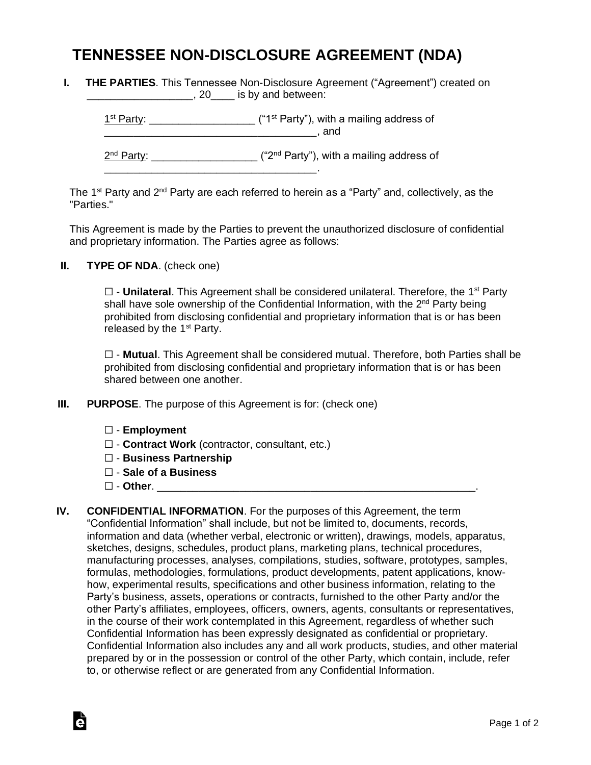# TENNESSEE NON-DISCLOSURE AGREEMENT (NDA)

**I. THE PARTIES**. This Tennessee Non-Disclosure Agreement ("Agreement") created on __________________, 20____ is by and between:

1st Party: _________________ ("1st Party"), with a mailing address of ____________________________________, and

2nd Party: _________________ ("2nd Party"), with a mailing address of ____________________________________.

The 1st Party and 2nd Party are each referred to herein as a "Party" and, collectively, as the "Parties."

This Agreement is made by the Parties to prevent the unauthorized disclosure of confidential and proprietary information. The Parties agree as follows:

**II. TYPE OF NDA**. (check one)

☐ - **Unilateral**. This Agreement shall be considered unilateral. Therefore, the 1st Party shall have sole ownership of the Confidential Information, with the 2nd Party being prohibited from disclosing confidential and proprietary information that is or has been released by the 1st Party.

☐ - **Mutual**. This Agreement shall be considered mutual. Therefore, both Parties shall be prohibited from disclosing confidential and proprietary information that is or has been shared between one another.

**III. PURPOSE**. The purpose of this Agreement is for: (check one)

☐ - **Employment**
☐ - **Contract Work** (contractor, consultant, etc.)
☐ - **Business Partnership**
☐ - **Sale of a Business**
☐ - **Other**. ________________________________________________________.

**IV. CONFIDENTIAL INFORMATION**. For the purposes of this Agreement, the term "Confidential Information" shall include, but not be limited to, documents, records, information and data (whether verbal, electronic or written), drawings, models, apparatus, sketches, designs, schedules, product plans, marketing plans, technical procedures, manufacturing processes, analyses, compilations, studies, software, prototypes, samples, formulas, methodologies, formulations, product developments, patent applications, know-how, experimental results, specifications and other business information, relating to the Party's business, assets, operations or contracts, furnished to the other Party and/or the other Party's affiliates, employees, officers, owners, agents, consultants or representatives, in the course of their work contemplated in this Agreement, regardless of whether such Confidential Information has been expressly designated as confidential or proprietary. Confidential Information also includes any and all work products, studies, and other material prepared by or in the possession or control of the other Party, which contain, include, refer to, or otherwise reflect or are generated from any Confidential Information.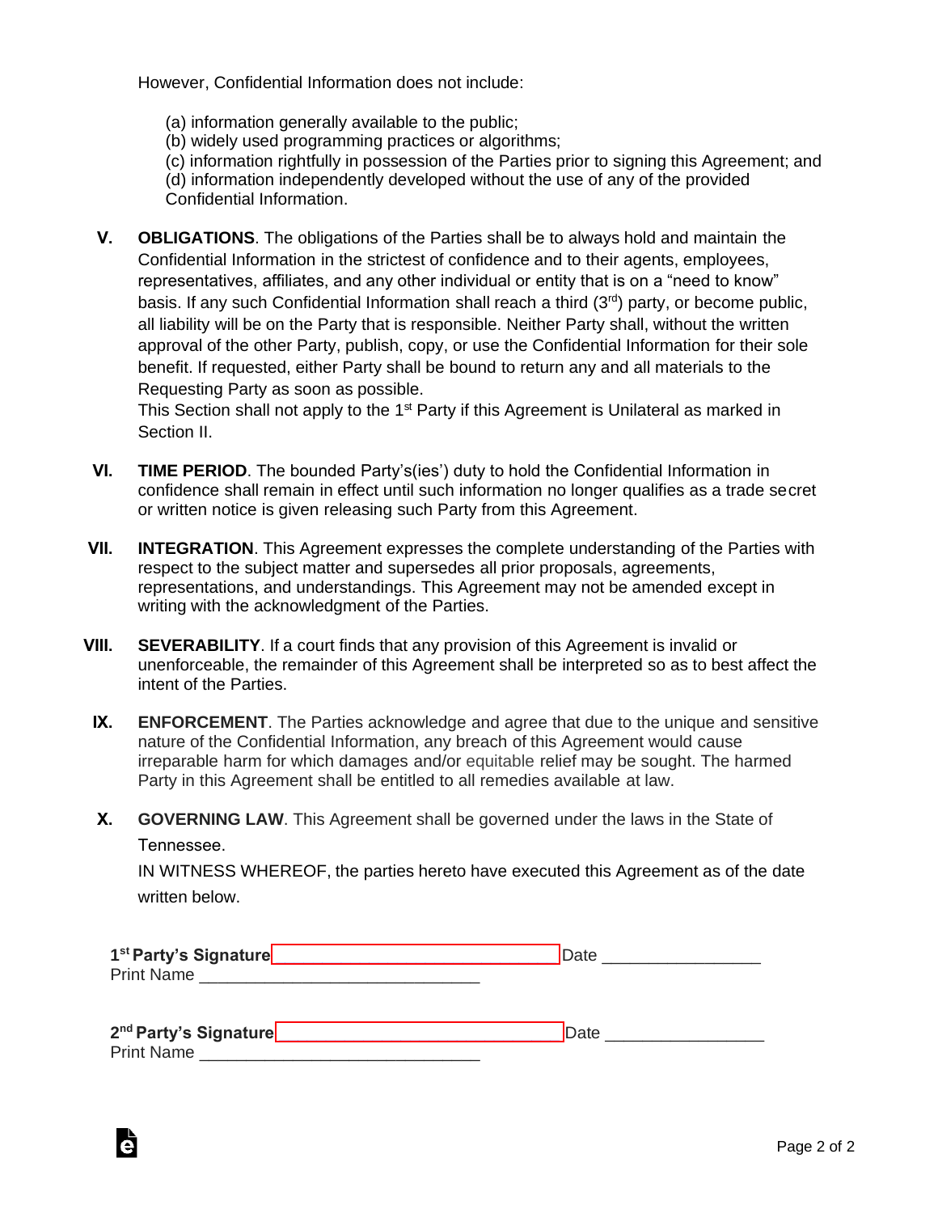However, Confidential Information does not include:

(a) information generally available to the public;
(b) widely used programming practices or algorithms;
(c) information rightfully in possession of the Parties prior to signing this Agreement; and
(d) information independently developed without the use of any of the provided Confidential Information.

**V. OBLIGATIONS**. The obligations of the Parties shall be to always hold and maintain the Confidential Information in the strictest of confidence and to their agents, employees, representatives, affiliates, and any other individual or entity that is on a "need to know" basis. If any such Confidential Information shall reach a third (3rd) party, or become public, all liability will be on the Party that is responsible. Neither Party shall, without the written approval of the other Party, publish, copy, or use the Confidential Information for their sole benefit. If requested, either Party shall be bound to return any and all materials to the Requesting Party as soon as possible.
This Section shall not apply to the 1st Party if this Agreement is Unilateral as marked in Section II.

**VI. TIME PERIOD**. The bounded Party's(ies') duty to hold the Confidential Information in confidence shall remain in effect until such information no longer qualifies as a trade secret or written notice is given releasing such Party from this Agreement.

**VII. INTEGRATION**. This Agreement expresses the complete understanding of the Parties with respect to the subject matter and supersedes all prior proposals, agreements, representations, and understandings. This Agreement may not be amended except in writing with the acknowledgment of the Parties.

**VIII. SEVERABILITY**. If a court finds that any provision of this Agreement is invalid or unenforceable, the remainder of this Agreement shall be interpreted so as to best affect the intent of the Parties.

**IX. ENFORCEMENT**. The Parties acknowledge and agree that due to the unique and sensitive nature of the Confidential Information, any breach of this Agreement would cause irreparable harm for which damages and/or equitable relief may be sought. The harmed Party in this Agreement shall be entitled to all remedies available at law.

**X. GOVERNING LAW**. This Agreement shall be governed under the laws in the State of Tennessee.

IN WITNESS WHEREOF, the parties hereto have executed this Agreement as of the date written below.

**1st Party's Signature** ______________________________ Date ________________
Print Name ______________________________

**2nd Party's Signature** ______________________________ Date ________________
Print Name ______________________________